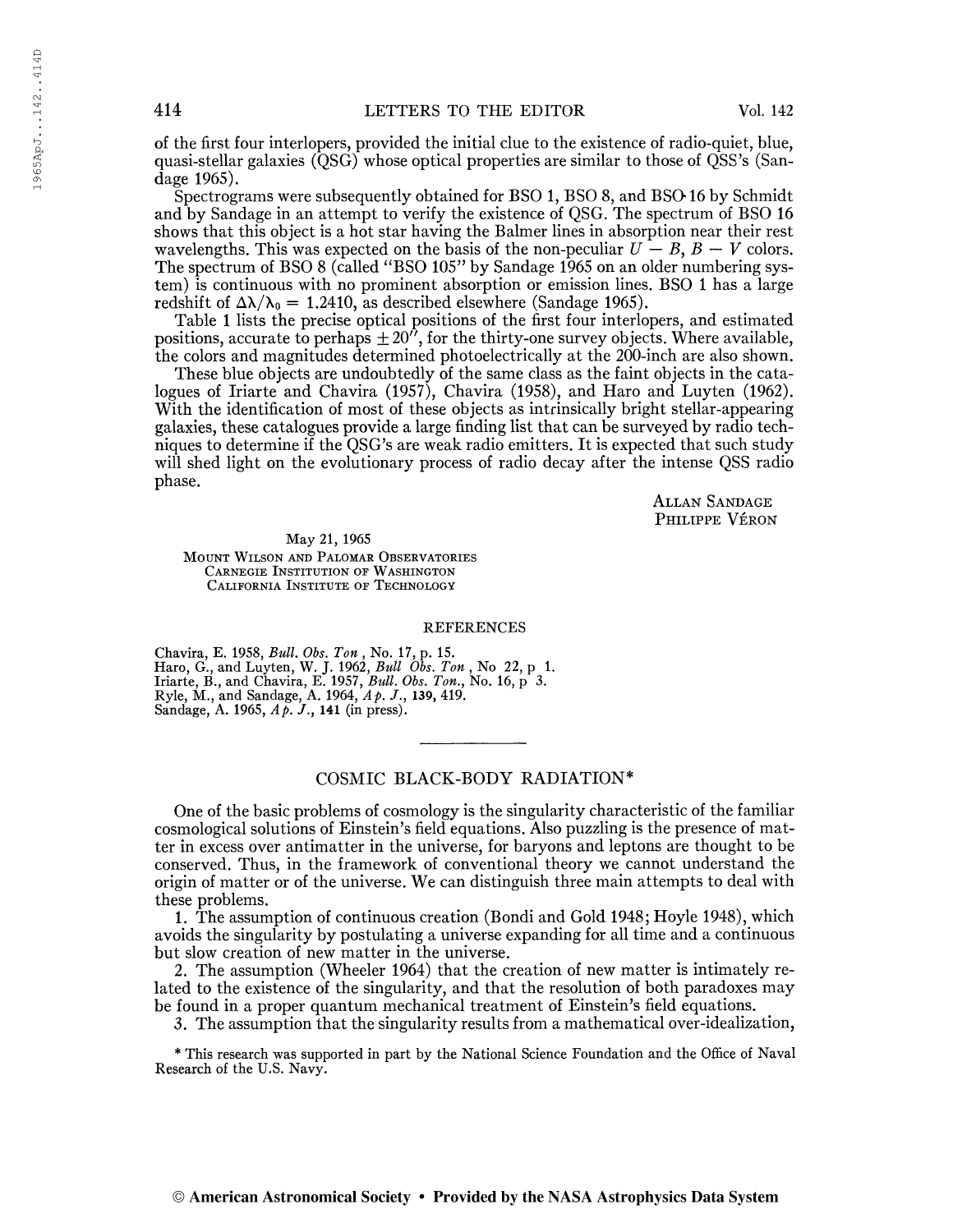of the first four interlopers, provided the initial clue to the existence of radio-quiet, blue, quasi-stellar galaxies (QSG) whose optical properties are similar to those of QSS's (Sandage 1965).

Spectrograms were subsequently obtained for BSO 1, BSO 8, and BSO 16 by Schmidt and by Sandage in an attempt to verify the existence of QSG. The spectrum of BSO 16 shows that this object is a hot star having the Balmer lines in absorption near their rest wavelengths. This was expected on the basis of the non-peculiar $U - B$, $B - V$ colors. The spectrum of BSO 8 (called "BSO 105" by Sandage 1965 on an older numbering system) is continuous with no prominent absorption or emission lines. BSO 1 has a large redshift of $\Delta\lambda/\lambda_0 = 1.2410$, as described elsewhere (Sandage 1965).

Table 1 lists the precise optical positions of the first four interlopers, and estimated positions, accurate to perhaps $\pm 20''$, for the thirty-one survey objects. Where available, the colors and magnitudes determined photoelectrically at the 200-inch are also shown.

These blue objects are undoubtedly of the same class as the faint objects in the catalogues of Iriarte and Chavira (1957), Chavira (1958), and Haro and Luyten (1962). With the identification of most of these objects as intrinsically bright stellar-appearing galaxies, these catalogues provide a large finding list that can be surveyed by radio techniques to determine if the QSG's are weak radio emitters. It is expected that such study will shed light on the evolutionary process of radio decay after the intense QSS radio phase.

ALLAN SANDAGE
PHILIPPE VÉRON

May 21, 1965
MOUNT WILSON AND PALOMAR OBSERVATORIES
CARNEGIE INSTITUTION OF WASHINGTON
CALIFORNIA INSTITUTE OF TECHNOLOGY

## REFERENCES

Chavira, E. 1958, *Bull. Obs. Ton*, No. 17, p. 15.
Haro, G., and Luyten, W. J. 1962, *Bull Obs. Ton*, No 22, p 1.
Iriarte, B., and Chavira, E. 1957, *Bull. Obs. Ton.*, No. 16, p 3.
Ryle, M., and Sandage, A. 1964, *Ap. J.*, **139**, 419.
Sandage, A. 1965, *Ap. J.*, **141** (in press).

# COSMIC BLACK-BODY RADIATION*

One of the basic problems of cosmology is the singularity characteristic of the familiar cosmological solutions of Einstein's field equations. Also puzzling is the presence of matter in excess over antimatter in the universe, for baryons and leptons are thought to be conserved. Thus, in the framework of conventional theory we cannot understand the origin of matter or of the universe. We can distinguish three main attempts to deal with these problems.

1. The assumption of continuous creation (Bondi and Gold 1948; Hoyle 1948), which avoids the singularity by postulating a universe expanding for all time and a continuous but slow creation of new matter in the universe.
2. The assumption (Wheeler 1964) that the creation of new matter is intimately related to the existence of the singularity, and that the resolution of both paradoxes may be found in a proper quantum mechanical treatment of Einstein's field equations.
3. The assumption that the singularity results from a mathematical over-idealization,

\* This research was supported in part by the National Science Foundation and the Office of Naval Research of the U.S. Navy.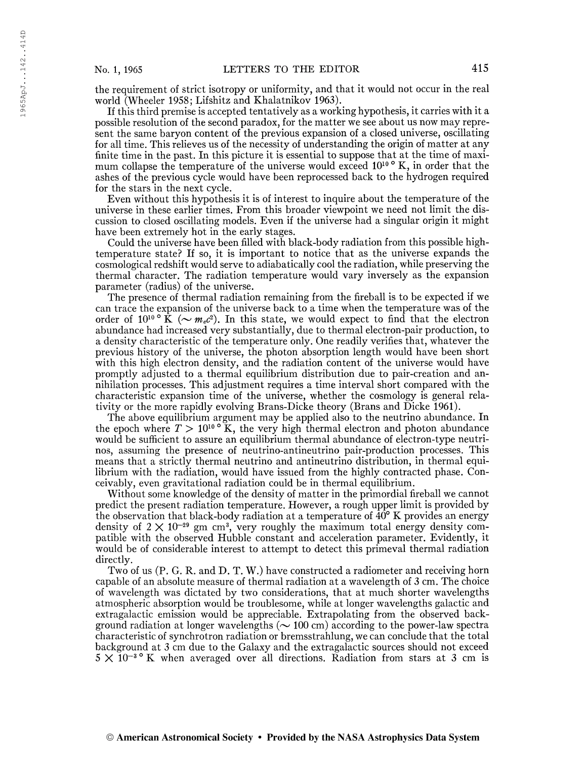the requirement of strict isotropy or uniformity, and that it would not occur in the real world (Wheeler 1958; Lifshitz and Khalatnikov 1963).

If this third premise is accepted tentatively as a working hypothesis, it carries with it a possible resolution of the second paradox, for the matter we see about us now may represent the same baryon content of the previous expansion of a closed universe, oscillating for all time. This relieves us of the necessity of understanding the origin of matter at any finite time in the past. In this picture it is essential to suppose that at the time of maximum collapse the temperature of the universe would exceed $10^{10}$° K, in order that the ashes of the previous cycle would have been reprocessed back to the hydrogen required for the stars in the next cycle.

Even without this hypothesis it is of interest to inquire about the temperature of the universe in these earlier times. From this broader viewpoint we need not limit the discussion to closed oscillating models. Even if the universe had a singular origin it might have been extremely hot in the early stages.

Could the universe have been filled with black-body radiation from this possible high-temperature state? If so, it is important to notice that as the universe expands the cosmological redshift would serve to adiabatically cool the radiation, while preserving the thermal character. The radiation temperature would vary inversely as the expansion parameter (radius) of the universe.

The presence of thermal radiation remaining from the fireball is to be expected if we can trace the expansion of the universe back to a time when the temperature was of the order of $10^{10}$° K ($\sim m_e c^2$). In this state, we would expect to find that the electron abundance had increased very substantially, due to thermal electron-pair production, to a density characteristic of the temperature only. One readily verifies that, whatever the previous history of the universe, the photon absorption length would have been short with this high electron density, and the radiation content of the universe would have promptly adjusted to a thermal equilibrium distribution due to pair-creation and annihilation processes. This adjustment requires a time interval short compared with the characteristic expansion time of the universe, whether the cosmology is general relativity or the more rapidly evolving Brans-Dicke theory (Brans and Dicke 1961).

The above equilibrium argument may be applied also to the neutrino abundance. In the epoch where $T > 10^{10}$° K, the very high thermal electron and photon abundance would be sufficient to assure an equilibrium thermal abundance of electron-type neutrinos, assuming the presence of neutrino-antineutrino pair-production processes. This means that a strictly thermal neutrino and antineutrino distribution, in thermal equilibrium with the radiation, would have issued from the highly contracted phase. Conceivably, even gravitational radiation could be in thermal equilibrium.

Without some knowledge of the density of matter in the primordial fireball we cannot predict the present radiation temperature. However, a rough upper limit is provided by the observation that black-body radiation at a temperature of 40° K provides an energy density of $2 \times 10^{-29}$ gm cm$^3$, very roughly the maximum total energy density compatible with the observed Hubble constant and acceleration parameter. Evidently, it would be of considerable interest to attempt to detect this primeval thermal radiation directly.

Two of us (P. G. R. and D. T. W.) have constructed a radiometer and receiving horn capable of an absolute measure of thermal radiation at a wavelength of 3 cm. The choice of wavelength was dictated by two considerations, that at much shorter wavelengths atmospheric absorption would be troublesome, while at longer wavelengths galactic and extragalactic emission would be appreciable. Extrapolating from the observed background radiation at longer wavelengths ($\sim$ 100 cm) according to the power-law spectra characteristic of synchrotron radiation or bremsstrahlung, we can conclude that the total background at 3 cm due to the Galaxy and the extragalactic sources should not exceed $5 \times 10^{-3}$° K when averaged over all directions. Radiation from stars at 3 cm is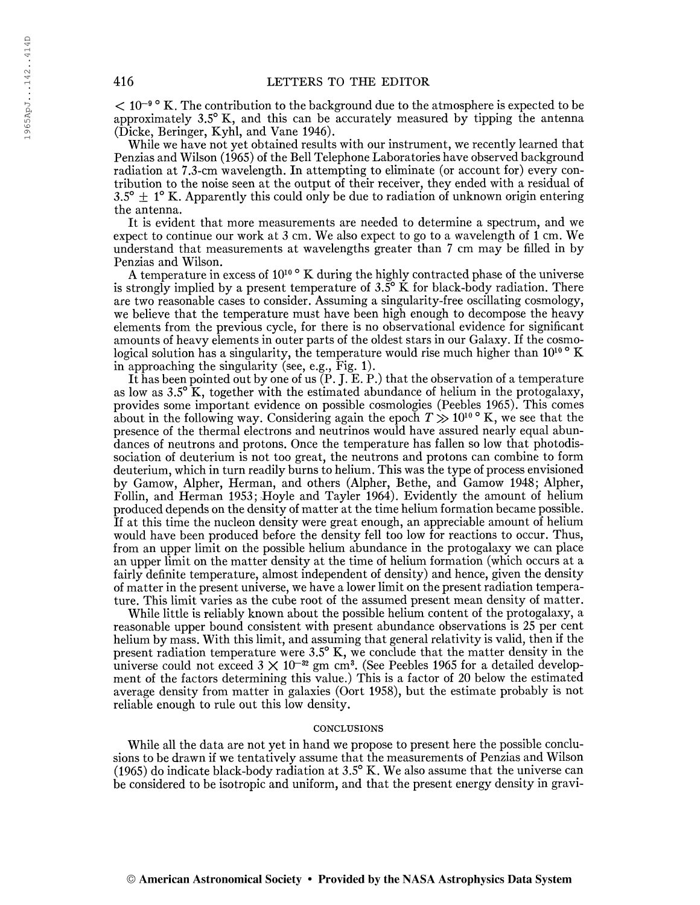$< 10^{-9}$ ° K. The contribution to the background due to the atmosphere is expected to be approximately 3.5° K, and this can be accurately measured by tipping the antenna (Dicke, Beringer, Kyhl, and Vane 1946).

While we have not yet obtained results with our instrument, we recently learned that Penzias and Wilson (1965) of the Bell Telephone Laboratories have observed background radiation at 7.3-cm wavelength. In attempting to eliminate (or account for) every contribution to the noise seen at the output of their receiver, they ended with a residual of 3.5° ± 1° K. Apparently this could only be due to radiation of unknown origin entering the antenna.

It is evident that more measurements are needed to determine a spectrum, and we expect to continue our work at 3 cm. We also expect to go to a wavelength of 1 cm. We understand that measurements at wavelengths greater than 7 cm may be filled in by Penzias and Wilson.

A temperature in excess of $10^{10}$ ° K during the highly contracted phase of the universe is strongly implied by a present temperature of 3.5° K for black-body radiation. There are two reasonable cases to consider. Assuming a singularity-free oscillating cosmology, we believe that the temperature must have been high enough to decompose the heavy elements from the previous cycle, for there is no observational evidence for significant amounts of heavy elements in outer parts of the oldest stars in our Galaxy. If the cosmological solution has a singularity, the temperature would rise much higher than $10^{10}$ ° K in approaching the singularity (see, e.g., Fig. 1).

It has been pointed out by one of us (P. J. E. P.) that the observation of a temperature as low as 3.5° K, together with the estimated abundance of helium in the protogalaxy, provides some important evidence on possible cosmologies (Peebles 1965). This comes about in the following way. Considering again the epoch $T \gg 10^{10}$ ° K, we see that the presence of the thermal electrons and neutrinos would have assured nearly equal abundances of neutrons and protons. Once the temperature has fallen so low that photodissociation of deuterium is not too great, the neutrons and protons can combine to form deuterium, which in turn readily burns to helium. This was the type of process envisioned by Gamow, Alpher, Herman, and others (Alpher, Bethe, and Gamow 1948; Alpher, Follin, and Herman 1953; Hoyle and Tayler 1964). Evidently the amount of helium produced depends on the density of matter at the time helium formation became possible. If at this time the nucleon density were great enough, an appreciable amount of helium would have been produced before the density fell too low for reactions to occur. Thus, from an upper limit on the possible helium abundance in the protogalaxy we can place an upper limit on the matter density at the time of helium formation (which occurs at a fairly definite temperature, almost independent of density) and hence, given the density of matter in the present universe, we have a lower limit on the present radiation temperature. This limit varies as the cube root of the assumed present mean density of matter.

While little is reliably known about the possible helium content of the protogalaxy, a reasonable upper bound consistent with present abundance observations is 25 per cent helium by mass. With this limit, and assuming that general relativity is valid, then if the present radiation temperature were 3.5° K, we conclude that the matter density in the universe could not exceed $3 \times 10^{-32}$ gm cm$^3$. (See Peebles 1965 for a detailed development of the factors determining this value.) This is a factor of 20 below the estimated average density from matter in galaxies (Oort 1958), but the estimate probably is not reliable enough to rule out this low density.

## CONCLUSIONS

While all the data are not yet in hand we propose to present here the possible conclusions to be drawn if we tentatively assume that the measurements of Penzias and Wilson (1965) do indicate black-body radiation at 3.5° K. We also assume that the universe can be considered to be isotropic and uniform, and that the present energy density in gravi-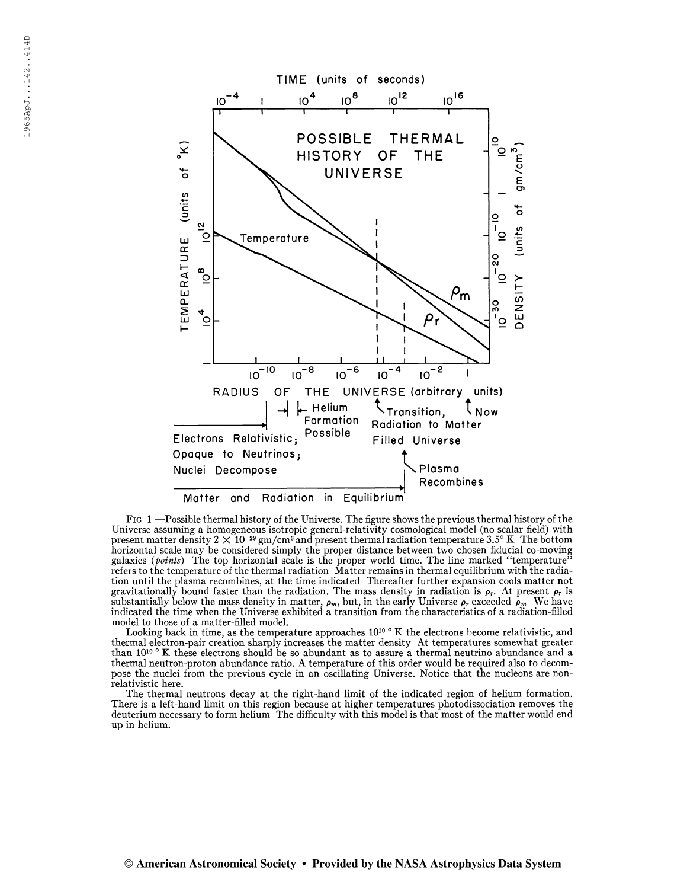FIG 1 —Possible thermal history of the Universe. The figure shows the previous thermal history of the Universe assuming a homogeneous isotropic general-relativity cosmological model (no scalar field) with present matter density $2 \times 10^{-29}$ gm/cm$^3$ and present thermal radiation temperature 3.5° K The bottom horizontal scale may be considered simply the proper distance between two chosen fiducial co-moving galaxies (*points*) The top horizontal scale is the proper world time. The line marked "temperature" refers to the temperature of the thermal radiation Matter remains in thermal equilibrium with the radiation until the plasma recombines, at the time indicated Thereafter further expansion cools matter not gravitationally bound faster than the radiation. The mass density in radiation is $\rho_r$. At present $\rho_r$ is substantially below the mass density in matter, $\rho_m$, but, in the early Universe $\rho_r$ exceeded $\rho_m$ We have indicated the time when the Universe exhibited a transition from the characteristics of a radiation-filled model to those of a matter-filled model.

Looking back in time, as the temperature approaches $10^{10}$ ° K the electrons become relativistic, and thermal electron-pair creation sharply increases the matter density At temperatures somewhat greater than $10^{10}$ ° K these electrons should be so abundant as to assure a thermal neutrino abundance and a thermal neutron-proton abundance ratio. A temperature of this order would be required also to decompose the nuclei from the previous cycle in an oscillating Universe. Notice that the nucleons are non-relativistic here.

The thermal neutrons decay at the right-hand limit of the indicated region of helium formation. There is a left-hand limit on this region because at higher temperatures photodissociation removes the deuterium necessary to form helium The difficulty with this model is that most of the matter would end up in helium.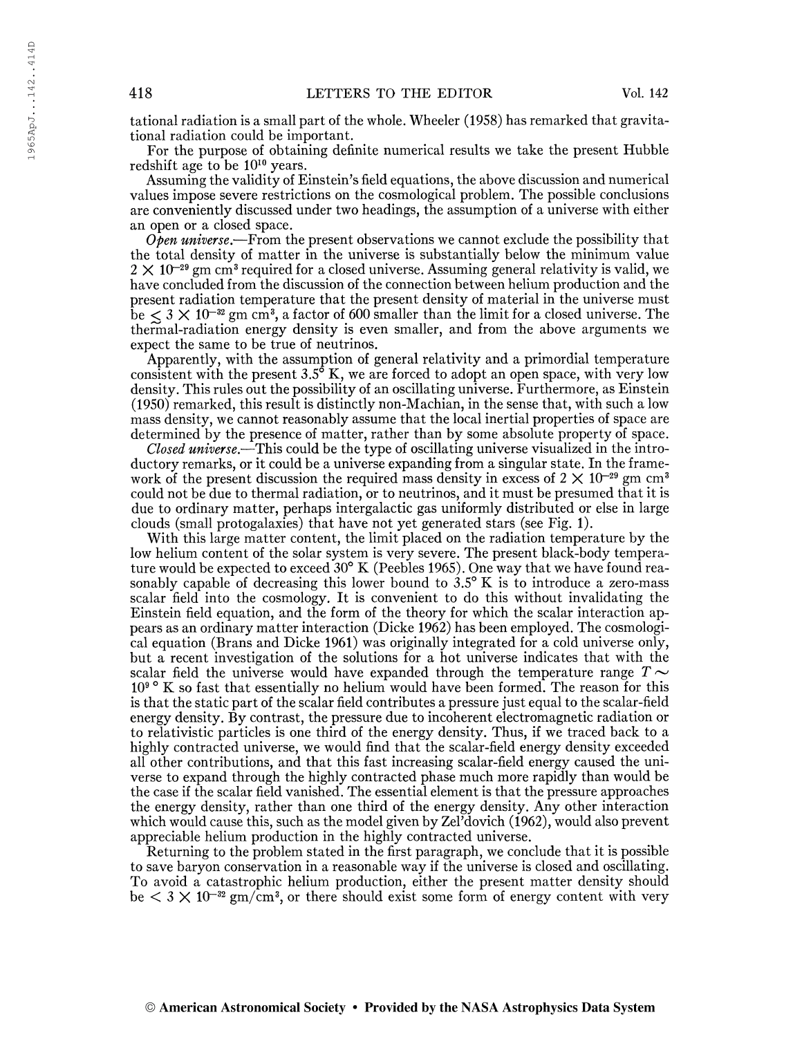tational radiation is a small part of the whole. Wheeler (1958) has remarked that gravitational radiation could be important.

For the purpose of obtaining definite numerical results we take the present Hubble redshift age to be $10^{10}$ years.

Assuming the validity of Einstein's field equations, the above discussion and numerical values impose severe restrictions on the cosmological problem. The possible conclusions are conveniently discussed under two headings, the assumption of a universe with either an open or a closed space.

*Open universe.*—From the present observations we cannot exclude the possibility that the total density of matter in the universe is substantially below the minimum value $2 \times 10^{-29}$ gm cm$^3$ required for a closed universe. Assuming general relativity is valid, we have concluded from the discussion of the connection between helium production and the present radiation temperature that the present density of material in the universe must be $\lesssim 3 \times 10^{-32}$ gm cm$^3$, a factor of 600 smaller than the limit for a closed universe. The thermal-radiation energy density is even smaller, and from the above arguments we expect the same to be true of neutrinos.

Apparently, with the assumption of general relativity and a primordial temperature consistent with the present 3.5° K, we are forced to adopt an open space, with very low density. This rules out the possibility of an oscillating universe. Furthermore, as Einstein (1950) remarked, this result is distinctly non-Machian, in the sense that, with such a low mass density, we cannot reasonably assume that the local inertial properties of space are determined by the presence of matter, rather than by some absolute property of space.

*Closed universe.*—This could be the type of oscillating universe visualized in the introductory remarks, or it could be a universe expanding from a singular state. In the framework of the present discussion the required mass density in excess of $2 \times 10^{-29}$ gm cm$^3$ could not be due to thermal radiation, or to neutrinos, and it must be presumed that it is due to ordinary matter, perhaps intergalactic gas uniformly distributed or else in large clouds (small protogalaxies) that have not yet generated stars (see Fig. 1).

With this large matter content, the limit placed on the radiation temperature by the low helium content of the solar system is very severe. The present black-body temperature would be expected to exceed 30° K (Peebles 1965). One way that we have found reasonably capable of decreasing this lower bound to 3.5° K is to introduce a zero-mass scalar field into the cosmology. It is convenient to do this without invalidating the Einstein field equation, and the form of the theory for which the scalar interaction appears as an ordinary matter interaction (Dicke 1962) has been employed. The cosmological equation (Brans and Dicke 1961) was originally integrated for a cold universe only, but a recent investigation of the solutions for a hot universe indicates that with the scalar field the universe would have expanded through the temperature range $T \sim 10^9$ ° K so fast that essentially no helium would have been formed. The reason for this is that the static part of the scalar field contributes a pressure just equal to the scalar-field energy density. By contrast, the pressure due to incoherent electromagnetic radiation or to relativistic particles is one third of the energy density. Thus, if we traced back to a highly contracted universe, we would find that the scalar-field energy density exceeded all other contributions, and that this fast increasing scalar-field energy caused the universe to expand through the highly contracted phase much more rapidly than would be the case if the scalar field vanished. The essential element is that the pressure approaches the energy density, rather than one third of the energy density. Any other interaction which would cause this, such as the model given by Zel'dovich (1962), would also prevent appreciable helium production in the highly contracted universe.

Returning to the problem stated in the first paragraph, we conclude that it is possible to save baryon conservation in a reasonable way if the universe is closed and oscillating. To avoid a catastrophic helium production, either the present matter density should be $< 3 \times 10^{-32}$ gm/cm$^3$, or there should exist some form of energy content with very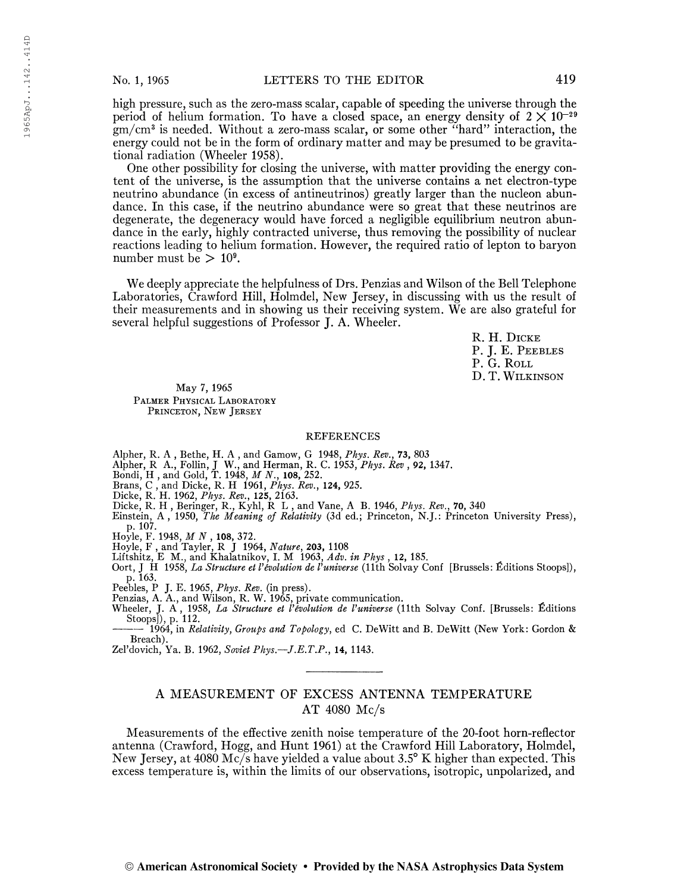high pressure, such as the zero-mass scalar, capable of speeding the universe through the period of helium formation. To have a closed space, an energy density of $2 \times 10^{-29}$ gm/cm$^3$ is needed. Without a zero-mass scalar, or some other "hard" interaction, the energy could not be in the form of ordinary matter and may be presumed to be gravitational radiation (Wheeler 1958).

One other possibility for closing the universe, with matter providing the energy content of the universe, is the assumption that the universe contains a net electron-type neutrino abundance (in excess of antineutrinos) greatly larger than the nucleon abundance. In this case, if the neutrino abundance were so great that these neutrinos are degenerate, the degeneracy would have forced a negligible equilibrium neutron abundance in the early, highly contracted universe, thus removing the possibility of nuclear reactions leading to helium formation. However, the required ratio of lepton to baryon number must be $> 10^9$.

We deeply appreciate the helpfulness of Drs. Penzias and Wilson of the Bell Telephone Laboratories, Crawford Hill, Holmdel, New Jersey, in discussing with us the result of their measurements and in showing us their receiving system. We are also grateful for several helpful suggestions of Professor J. A. Wheeler.

R. H. DICKE
P. J. E. PEEBLES
P. G. ROLL
D. T. WILKINSON

May 7, 1965
PALMER PHYSICAL LABORATORY
PRINCETON, NEW JERSEY

## REFERENCES

Alpher, R. A , Bethe, H. A , and Gamow, G 1948, *Phys. Rev.*, **73**, 803
Alpher, R A., Follin, J W., and Herman, R. C. 1953, *Phys. Rev* , **92**, 1347.
Bondi, H , and Gold, T. 1948, *M N.*, **108**, 252.
Brans, C , and Dicke, R. H 1961, *Phys. Rev.*, **124**, 925.
Dicke, R. H. 1962, *Phys. Rev.*, **125**, 2163.
Dicke, R. H , Beringer, R., Kyhl, R L , and Vane, A B. 1946, *Phys. Rev.*, **70**, 340
Einstein, A , 1950, *The Meaning of Relativity* (3d ed.; Princeton, N.J.: Princeton University Press), p. 107.
Hoyle, F. 1948, *M N* , **108**, 372.
Hoyle, F , and Tayler, R J 1964, *Nature*, **203**, 1108
Liftshitz, E M., and Khalatnikov, I. M 1963, *Adv. in Phys* , **12**, 185.
Oort, J H 1958, *La Structure et l'évolution de l'universe* (11th Solvay Conf [Brussels: Éditions Stoops]), p. 163.
Peebles, P J. E. 1965, *Phys. Rev.* (in press).
Penzias, A. A., and Wilson, R. W. 1965, private communication.
Wheeler, J. A , 1958, *La Structure et l'évolution de l'universe* (11th Solvay Conf. [Brussels: Éditions Stoops]), p. 112.
——— 1964, in *Relativity, Groups and Topology*, ed C. DeWitt and B. DeWitt (New York: Gordon & Breach).
Zel'dovich, Ya. B. 1962, *Soviet Phys.—J.E.T.P.*, **14**, 1143.

---

## A MEASUREMENT OF EXCESS ANTENNA TEMPERATURE AT 4080 Mc/s

Measurements of the effective zenith noise temperature of the 20-foot horn-reflector antenna (Crawford, Hogg, and Hunt 1961) at the Crawford Hill Laboratory, Holmdel, New Jersey, at 4080 Mc/s have yielded a value about 3.5° K higher than expected. This excess temperature is, within the limits of our observations, isotropic, unpolarized, and